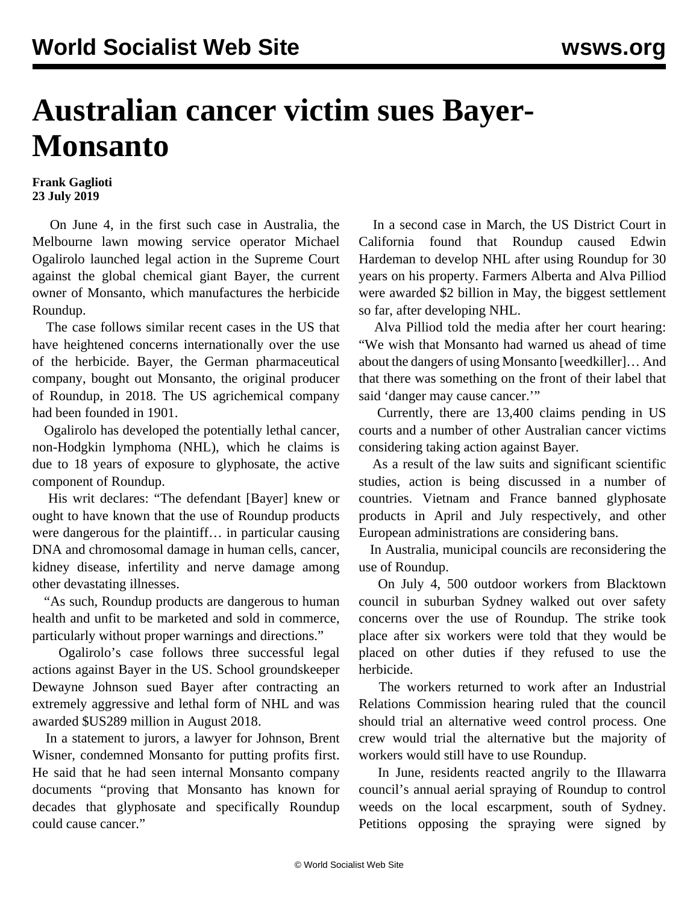# Australian cancer victim sues Bayer-Monsanto

**Frank Gaglioti**
**23 July 2019**

On June 4, in the first such case in Australia, the Melbourne lawn mowing service operator Michael Ogalirolo launched legal action in the Supreme Court against the global chemical giant Bayer, the current owner of Monsanto, which manufactures the herbicide Roundup.

The case follows similar recent cases in the US that have heightened concerns internationally over the use of the herbicide. Bayer, the German pharmaceutical company, bought out Monsanto, the original producer of Roundup, in 2018. The US agrichemical company had been founded in 1901.

Ogalirolo has developed the potentially lethal cancer, non-Hodgkin lymphoma (NHL), which he claims is due to 18 years of exposure to glyphosate, the active component of Roundup.

His writ declares: "The defendant [Bayer] knew or ought to have known that the use of Roundup products were dangerous for the plaintiff… in particular causing DNA and chromosomal damage in human cells, cancer, kidney disease, infertility and nerve damage among other devastating illnesses.

"As such, Roundup products are dangerous to human health and unfit to be marketed and sold in commerce, particularly without proper warnings and directions."

Ogalirolo's case follows three successful legal actions against Bayer in the US. School groundskeeper Dewayne Johnson sued Bayer after contracting an extremely aggressive and lethal form of NHL and was awarded $US289 million in August 2018.

In a statement to jurors, a lawyer for Johnson, Brent Wisner, condemned Monsanto for putting profits first. He said that he had seen internal Monsanto company documents "proving that Monsanto has known for decades that glyphosate and specifically Roundup could cause cancer."

In a second case in March, the US District Court in California found that Roundup caused Edwin Hardeman to develop NHL after using Roundup for 30 years on his property. Farmers Alberta and Alva Pilliod were awarded $2 billion in May, the biggest settlement so far, after developing NHL.

Alva Pilliod told the media after her court hearing: "We wish that Monsanto had warned us ahead of time about the dangers of using Monsanto [weedkiller]… And that there was something on the front of their label that said 'danger may cause cancer.'"

Currently, there are 13,400 claims pending in US courts and a number of other Australian cancer victims considering taking action against Bayer.

As a result of the law suits and significant scientific studies, action is being discussed in a number of countries. Vietnam and France banned glyphosate products in April and July respectively, and other European administrations are considering bans.

In Australia, municipal councils are reconsidering the use of Roundup.

On July 4, 500 outdoor workers from Blacktown council in suburban Sydney walked out over safety concerns over the use of Roundup. The strike took place after six workers were told that they would be placed on other duties if they refused to use the herbicide.

The workers returned to work after an Industrial Relations Commission hearing ruled that the council should trial an alternative weed control process. One crew would trial the alternative but the majority of workers would still have to use Roundup.

In June, residents reacted angrily to the Illawarra council's annual aerial spraying of Roundup to control weeds on the local escarpment, south of Sydney. Petitions opposing the spraying were signed by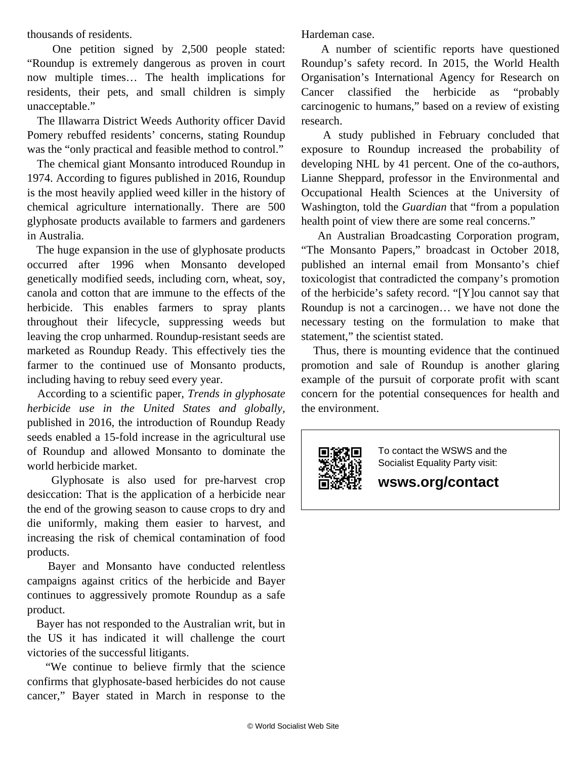thousands of residents.

One petition signed by 2,500 people stated: "Roundup is extremely dangerous as proven in court now multiple times… The health implications for residents, their pets, and small children is simply unacceptable."

The Illawarra District Weeds Authority officer David Pomery rebuffed residents' concerns, stating Roundup was the "only practical and feasible method to control."

The chemical giant Monsanto introduced Roundup in 1974. According to figures published in 2016, Roundup is the most heavily applied weed killer in the history of chemical agriculture internationally. There are 500 glyphosate products available to farmers and gardeners in Australia.

The huge expansion in the use of glyphosate products occurred after 1996 when Monsanto developed genetically modified seeds, including corn, wheat, soy, canola and cotton that are immune to the effects of the herbicide. This enables farmers to spray plants throughout their lifecycle, suppressing weeds but leaving the crop unharmed. Roundup-resistant seeds are marketed as Roundup Ready. This effectively ties the farmer to the continued use of Monsanto products, including having to rebuy seed every year.

According to a scientific paper, *Trends in glyphosate herbicide use in the United States and globally*, published in 2016, the introduction of Roundup Ready seeds enabled a 15-fold increase in the agricultural use of Roundup and allowed Monsanto to dominate the world herbicide market.

Glyphosate is also used for pre-harvest crop desiccation: That is the application of a herbicide near the end of the growing season to cause crops to dry and die uniformly, making them easier to harvest, and increasing the risk of chemical contamination of food products.

Bayer and Monsanto have conducted relentless campaigns against critics of the herbicide and Bayer continues to aggressively promote Roundup as a safe product.

Bayer has not responded to the Australian writ, but in the US it has indicated it will challenge the court victories of the successful litigants.

"We continue to believe firmly that the science confirms that glyphosate-based herbicides do not cause cancer," Bayer stated in March in response to the Hardeman case.

A number of scientific reports have questioned Roundup's safety record. In 2015, the World Health Organisation's International Agency for Research on Cancer classified the herbicide as "probably carcinogenic to humans," based on a review of existing research.

A study published in February concluded that exposure to Roundup increased the probability of developing NHL by 41 percent. One of the co-authors, Lianne Sheppard, professor in the Environmental and Occupational Health Sciences at the University of Washington, told the *Guardian* that "from a population health point of view there are some real concerns."

An Australian Broadcasting Corporation program, "The Monsanto Papers," broadcast in October 2018, published an internal email from Monsanto's chief toxicologist that contradicted the company's promotion of the herbicide's safety record. "[Y]ou cannot say that Roundup is not a carcinogen… we have not done the necessary testing on the formulation to make that statement," the scientist stated.

Thus, there is mounting evidence that the continued promotion and sale of Roundup is another glaring example of the pursuit of corporate profit with scant concern for the potential consequences for health and the environment.

To contact the WSWS and the Socialist Equality Party visit:

**wsws.org/contact**